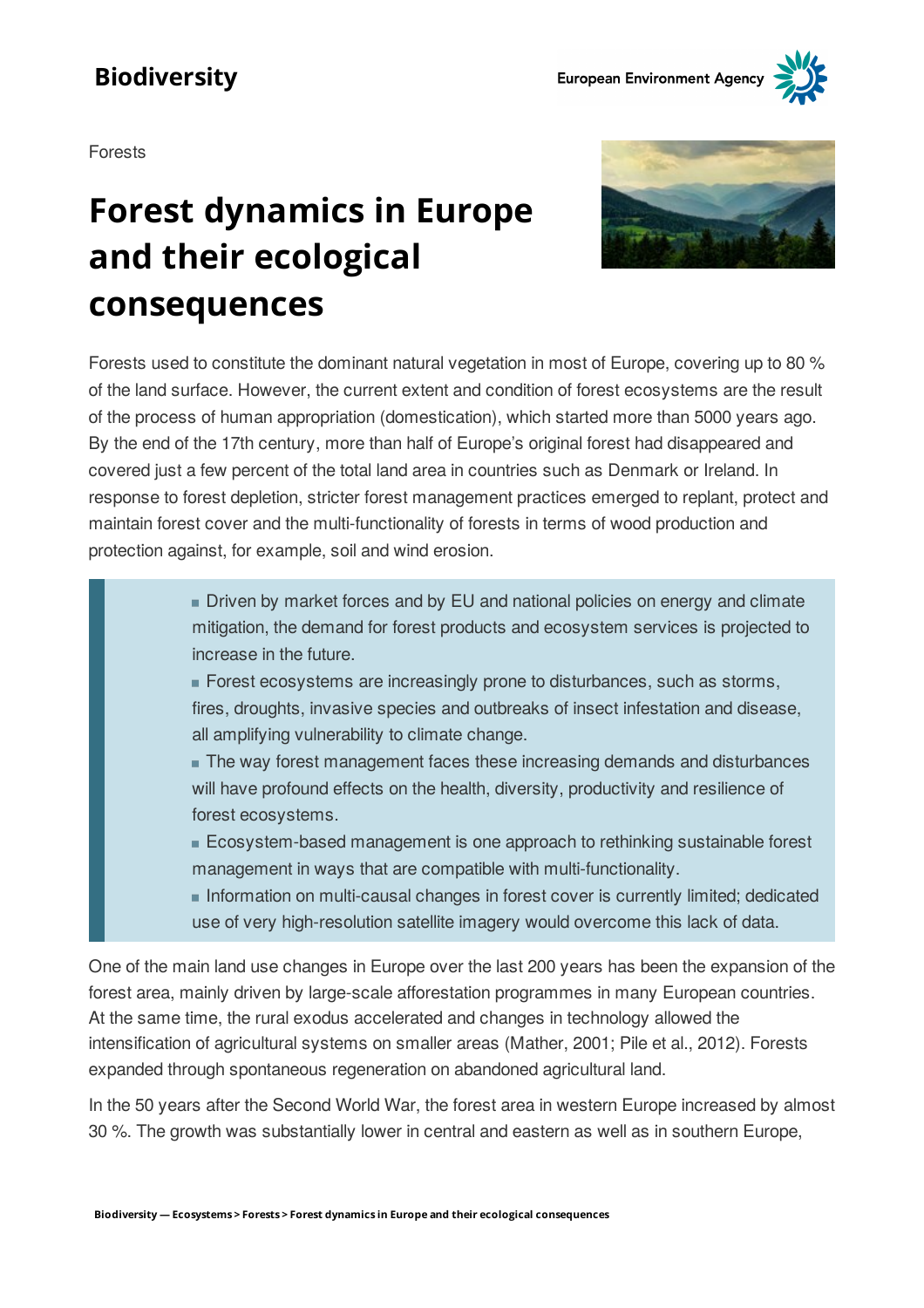Biodiversity

Forests

# Forest dynamics in Europe and their ecological consequences

Forests used to constitute the dominant natural vegetation in most of Europe, covering up to 80 % of the land surface. However, the current extent and condition of forest ecosystems are the result of the process of human appropriation (domestication), which started more than 5000 years ago. By the end of the 17th century, more than half of Europe's original forest had disappeared and covered just a few percent of the total land area in countries such as Denmark or Ireland. In response to forest depletion, stricter forest management practices emerged to replant, protect and maintain forest cover and the multi-functionality of forests in terms of wood production and protection against, for example, soil and wind erosion.

> - Driven by market forces and by EU and national policies on energy and climate mitigation, the demand for forest products and ecosystem services is projected to increase in the future.
> - Forest ecosystems are increasingly prone to disturbances, such as storms, fires, droughts, invasive species and outbreaks of insect infestation and disease, all amplifying vulnerability to climate change.
> - The way forest management faces these increasing demands and disturbances will have profound effects on the health, diversity, productivity and resilience of forest ecosystems.
> - Ecosystem-based management is one approach to rethinking sustainable forest management in ways that are compatible with multi-functionality.
> - Information on multi-causal changes in forest cover is currently limited; dedicated use of very high-resolution satellite imagery would overcome this lack of data.

One of the main land use changes in Europe over the last 200 years has been the expansion of the forest area, mainly driven by large-scale afforestation programmes in many European countries. At the same time, the rural exodus accelerated and changes in technology allowed the intensification of agricultural systems on smaller areas (Mather, 2001; Pile et al., 2012). Forests expanded through spontaneous regeneration on abandoned agricultural land.

In the 50 years after the Second World War, the forest area in western Europe increased by almost 30 %. The growth was substantially lower in central and eastern as well as in southern Europe,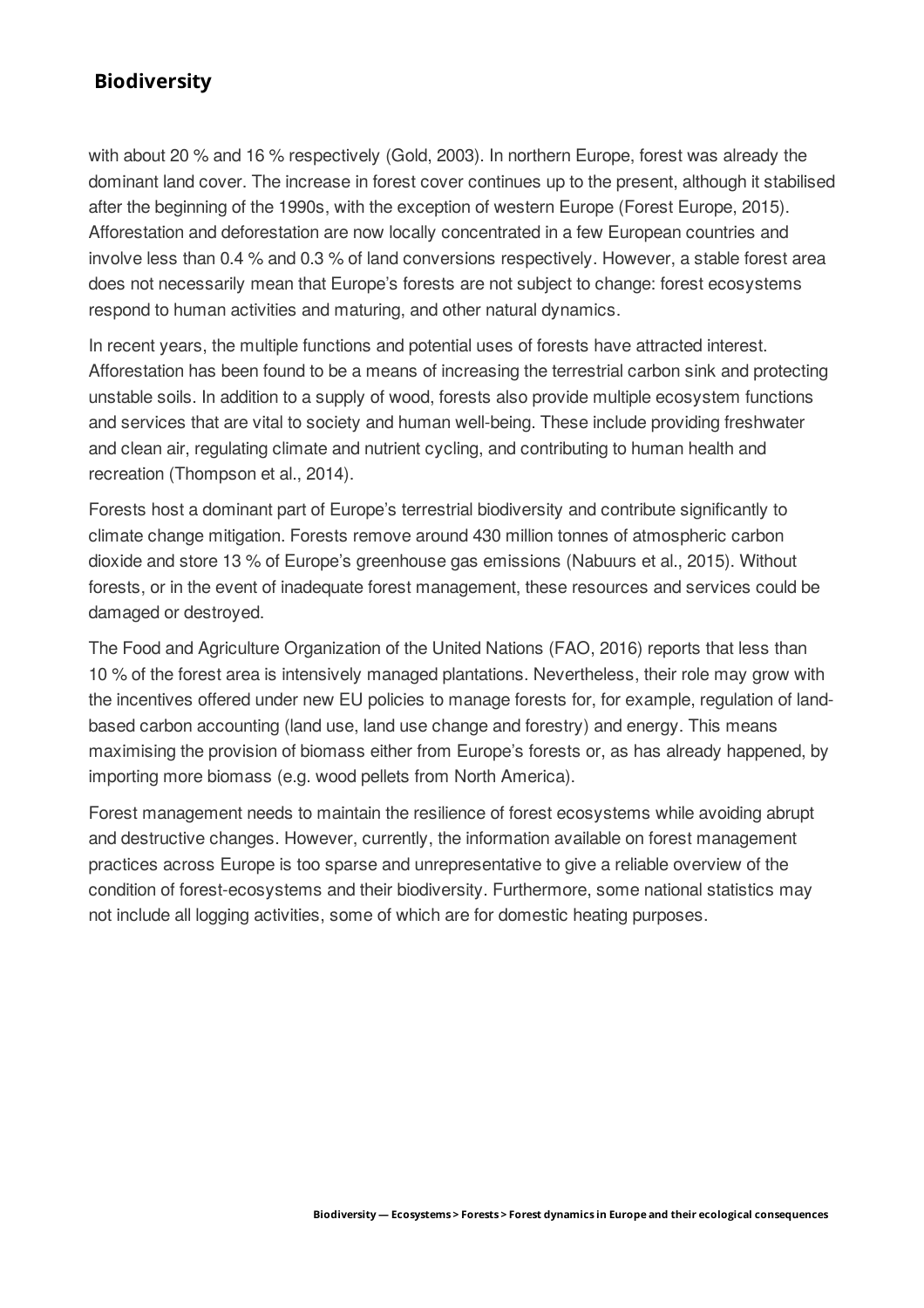with about 20 % and 16 % respectively (Gold, 2003). In northern Europe, forest was already the dominant land cover. The increase in forest cover continues up to the present, although it stabilised after the beginning of the 1990s, with the exception of western Europe (Forest Europe, 2015). Afforestation and deforestation are now locally concentrated in a few European countries and involve less than 0.4 % and 0.3 % of land conversions respectively. However, a stable forest area does not necessarily mean that Europe's forests are not subject to change: forest ecosystems respond to human activities and maturing, and other natural dynamics.

In recent years, the multiple functions and potential uses of forests have attracted interest. Afforestation has been found to be a means of increasing the terrestrial carbon sink and protecting unstable soils. In addition to a supply of wood, forests also provide multiple ecosystem functions and services that are vital to society and human well-being. These include providing freshwater and clean air, regulating climate and nutrient cycling, and contributing to human health and recreation (Thompson et al., 2014).

Forests host a dominant part of Europe's terrestrial biodiversity and contribute significantly to climate change mitigation. Forests remove around 430 million tonnes of atmospheric carbon dioxide and store 13 % of Europe's greenhouse gas emissions (Nabuurs et al., 2015). Without forests, or in the event of inadequate forest management, these resources and services could be damaged or destroyed.

The Food and Agriculture Organization of the United Nations (FAO, 2016) reports that less than 10 % of the forest area is intensively managed plantations. Nevertheless, their role may grow with the incentives offered under new EU policies to manage forests for, for example, regulation of land-based carbon accounting (land use, land use change and forestry) and energy. This means maximising the provision of biomass either from Europe's forests or, as has already happened, by importing more biomass (e.g. wood pellets from North America).

Forest management needs to maintain the resilience of forest ecosystems while avoiding abrupt and destructive changes. However, currently, the information available on forest management practices across Europe is too sparse and unrepresentative to give a reliable overview of the condition of forest-ecosystems and their biodiversity. Furthermore, some national statistics may not include all logging activities, some of which are for domestic heating purposes.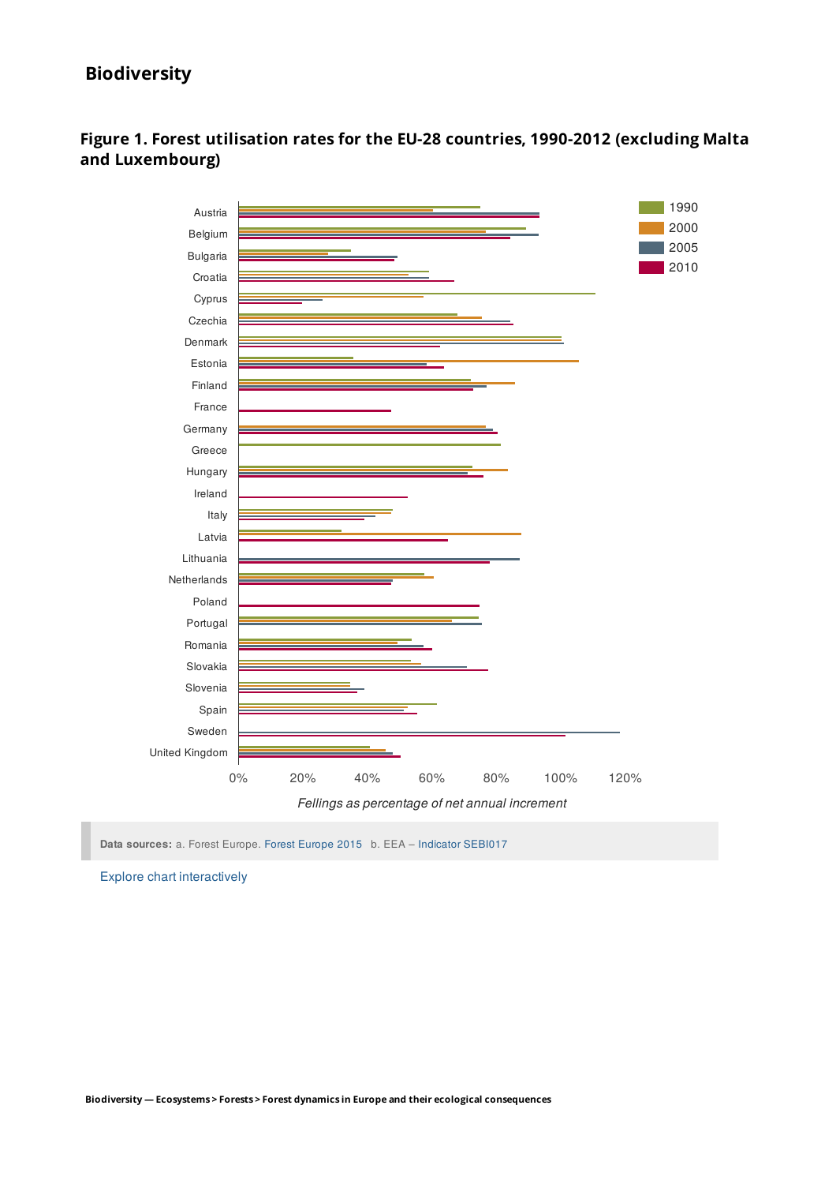## Biodiversity

### Figure 1. Forest utilisation rates for the EU-28 countries, 1990-2012 (excluding Malta and Luxembourg)

Data sources: a. Forest Europe. Forest Europe 2015 b. EEA – Indicator SEBI017

Explore chart interactively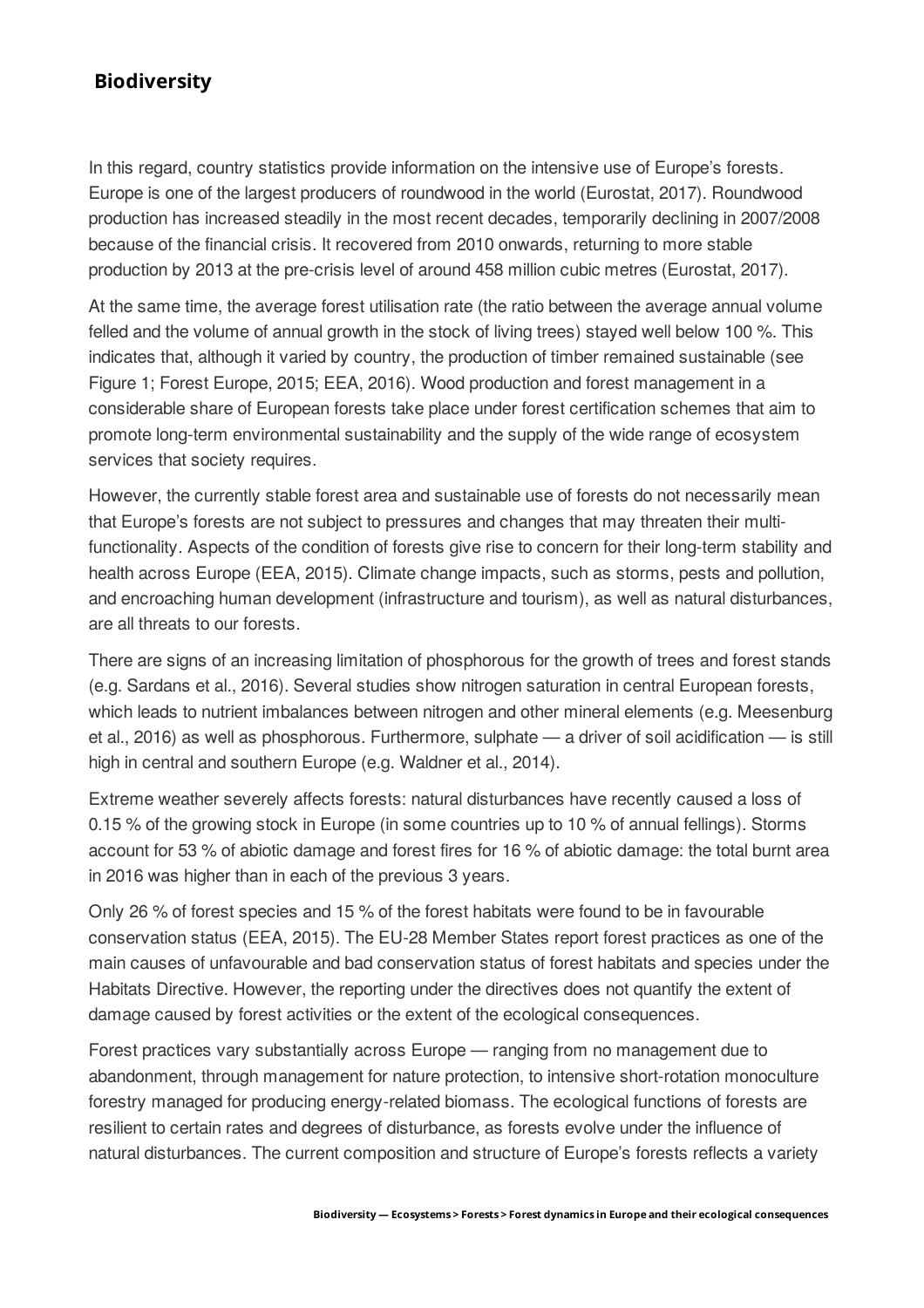In this regard, country statistics provide information on the intensive use of Europe's forests. Europe is one of the largest producers of roundwood in the world (Eurostat, 2017). Roundwood production has increased steadily in the most recent decades, temporarily declining in 2007/2008 because of the financial crisis. It recovered from 2010 onwards, returning to more stable production by 2013 at the pre-crisis level of around 458 million cubic metres (Eurostat, 2017).

At the same time, the average forest utilisation rate (the ratio between the average annual volume felled and the volume of annual growth in the stock of living trees) stayed well below 100 %. This indicates that, although it varied by country, the production of timber remained sustainable (see Figure 1; Forest Europe, 2015; EEA, 2016). Wood production and forest management in a considerable share of European forests take place under forest certification schemes that aim to promote long-term environmental sustainability and the supply of the wide range of ecosystem services that society requires.

However, the currently stable forest area and sustainable use of forests do not necessarily mean that Europe's forests are not subject to pressures and changes that may threaten their multi-functionality. Aspects of the condition of forests give rise to concern for their long-term stability and health across Europe (EEA, 2015). Climate change impacts, such as storms, pests and pollution, and encroaching human development (infrastructure and tourism), as well as natural disturbances, are all threats to our forests.

There are signs of an increasing limitation of phosphorous for the growth of trees and forest stands (e.g. Sardans et al., 2016). Several studies show nitrogen saturation in central European forests, which leads to nutrient imbalances between nitrogen and other mineral elements (e.g. Meesenburg et al., 2016) as well as phosphorous. Furthermore, sulphate — a driver of soil acidification — is still high in central and southern Europe (e.g. Waldner et al., 2014).

Extreme weather severely affects forests: natural disturbances have recently caused a loss of 0.15 % of the growing stock in Europe (in some countries up to 10 % of annual fellings). Storms account for 53 % of abiotic damage and forest fires for 16 % of abiotic damage: the total burnt area in 2016 was higher than in each of the previous 3 years.

Only 26 % of forest species and 15 % of the forest habitats were found to be in favourable conservation status (EEA, 2015). The EU-28 Member States report forest practices as one of the main causes of unfavourable and bad conservation status of forest habitats and species under the Habitats Directive. However, the reporting under the directives does not quantify the extent of damage caused by forest activities or the extent of the ecological consequences.

Forest practices vary substantially across Europe — ranging from no management due to abandonment, through management for nature protection, to intensive short-rotation monoculture forestry managed for producing energy-related biomass. The ecological functions of forests are resilient to certain rates and degrees of disturbance, as forests evolve under the influence of natural disturbances. The current composition and structure of Europe's forests reflects a variety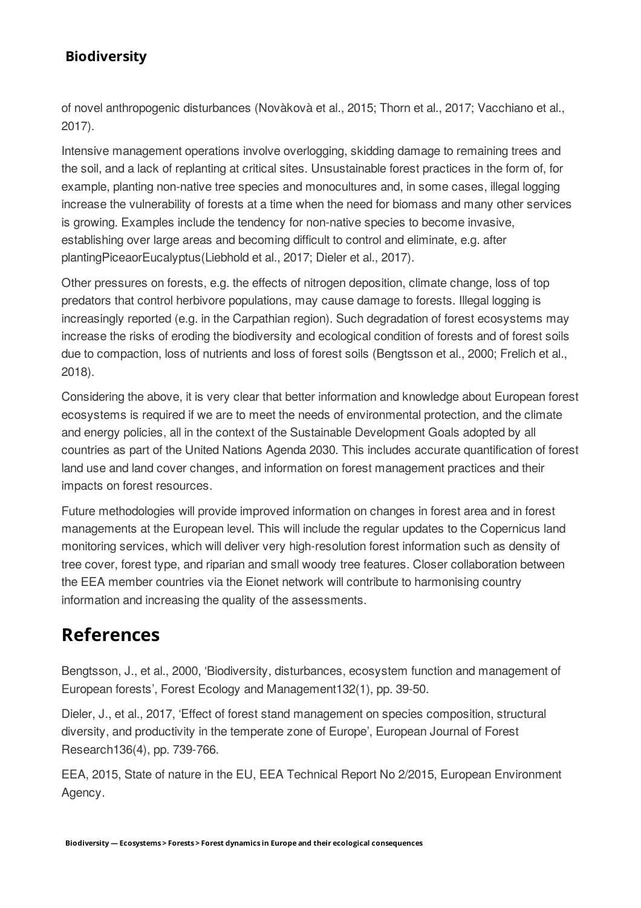of novel anthropogenic disturbances (Novàkovà et al., 2015; Thorn et al., 2017; Vacchiano et al., 2017).

Intensive management operations involve overlogging, skidding damage to remaining trees and the soil, and a lack of replanting at critical sites. Unsustainable forest practices in the form of, for example, planting non-native tree species and monocultures and, in some cases, illegal logging increase the vulnerability of forests at a time when the need for biomass and many other services is growing. Examples include the tendency for non-native species to become invasive, establishing over large areas and becoming difficult to control and eliminate, e.g. after plantingPiceaorEucalyptus(Liebhold et al., 2017; Dieler et al., 2017).

Other pressures on forests, e.g. the effects of nitrogen deposition, climate change, loss of top predators that control herbivore populations, may cause damage to forests. Illegal logging is increasingly reported (e.g. in the Carpathian region). Such degradation of forest ecosystems may increase the risks of eroding the biodiversity and ecological condition of forests and of forest soils due to compaction, loss of nutrients and loss of forest soils (Bengtsson et al., 2000; Frelich et al., 2018).

Considering the above, it is very clear that better information and knowledge about European forest ecosystems is required if we are to meet the needs of environmental protection, and the climate and energy policies, all in the context of the Sustainable Development Goals adopted by all countries as part of the United Nations Agenda 2030. This includes accurate quantification of forest land use and land cover changes, and information on forest management practices and their impacts on forest resources.

Future methodologies will provide improved information on changes in forest area and in forest managements at the European level. This will include the regular updates to the Copernicus land monitoring services, which will deliver very high-resolution forest information such as density of tree cover, forest type, and riparian and small woody tree features. Closer collaboration between the EEA member countries via the Eionet network will contribute to harmonising country information and increasing the quality of the assessments.

## References

Bengtsson, J., et al., 2000, 'Biodiversity, disturbances, ecosystem function and management of European forests', Forest Ecology and Management132(1), pp. 39-50.

Dieler, J., et al., 2017, 'Effect of forest stand management on species composition, structural diversity, and productivity in the temperate zone of Europe', European Journal of Forest Research136(4), pp. 739-766.

EEA, 2015, State of nature in the EU, EEA Technical Report No 2/2015, European Environment Agency.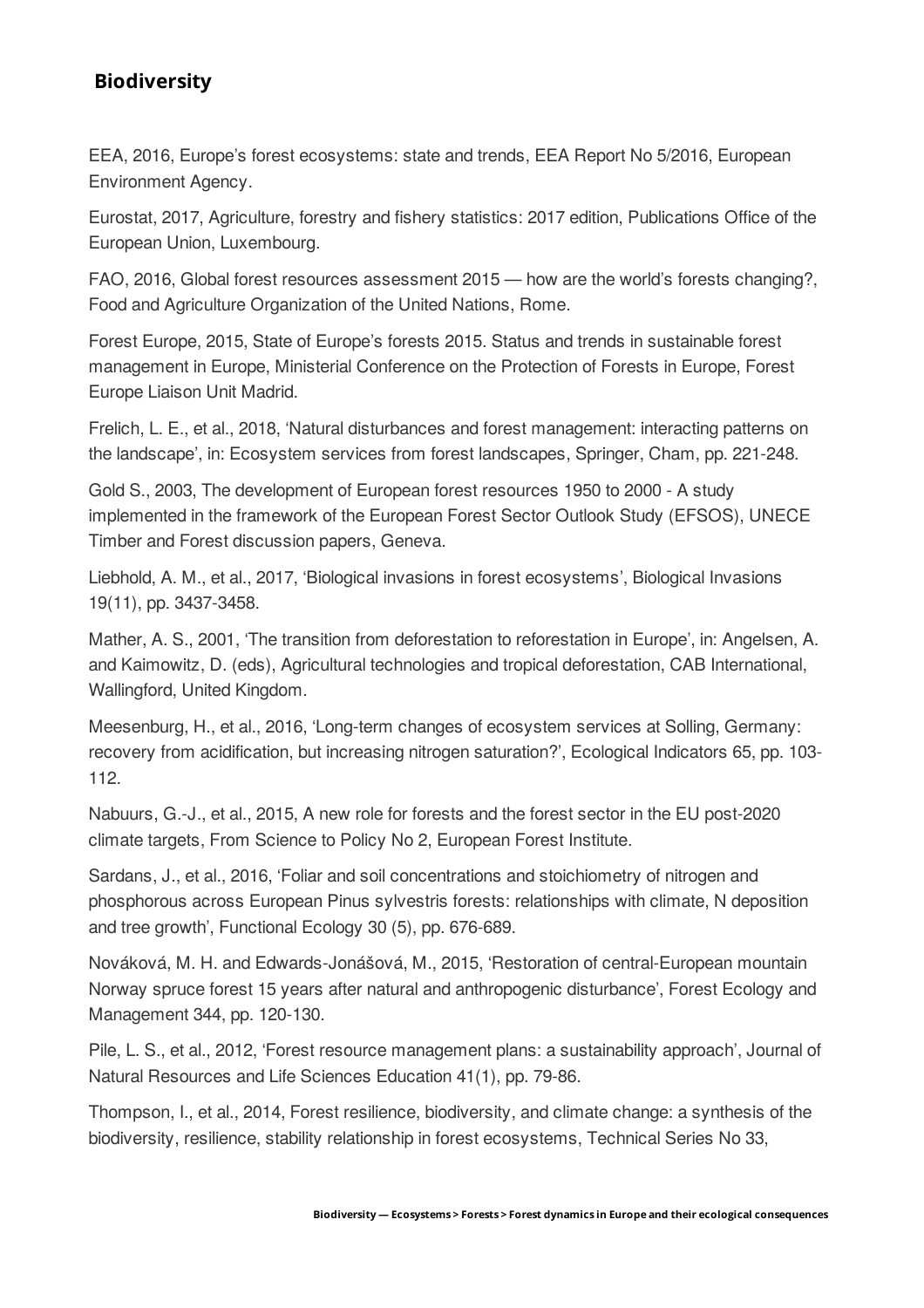EEA, 2016, Europe's forest ecosystems: state and trends, EEA Report No 5/2016, European Environment Agency.

Eurostat, 2017, Agriculture, forestry and fishery statistics: 2017 edition, Publications Office of the European Union, Luxembourg.

FAO, 2016, Global forest resources assessment 2015 — how are the world's forests changing?, Food and Agriculture Organization of the United Nations, Rome.

Forest Europe, 2015, State of Europe's forests 2015. Status and trends in sustainable forest management in Europe, Ministerial Conference on the Protection of Forests in Europe, Forest Europe Liaison Unit Madrid.

Frelich, L. E., et al., 2018, 'Natural disturbances and forest management: interacting patterns on the landscape', in: Ecosystem services from forest landscapes, Springer, Cham, pp. 221-248.

Gold S., 2003, The development of European forest resources 1950 to 2000 - A study implemented in the framework of the European Forest Sector Outlook Study (EFSOS), UNECE Timber and Forest discussion papers, Geneva.

Liebhold, A. M., et al., 2017, 'Biological invasions in forest ecosystems', Biological Invasions 19(11), pp. 3437-3458.

Mather, A. S., 2001, 'The transition from deforestation to reforestation in Europe', in: Angelsen, A. and Kaimowitz, D. (eds), Agricultural technologies and tropical deforestation, CAB International, Wallingford, United Kingdom.

Meesenburg, H., et al., 2016, 'Long-term changes of ecosystem services at Solling, Germany: recovery from acidification, but increasing nitrogen saturation?', Ecological Indicators 65, pp. 103-112.

Nabuurs, G.-J., et al., 2015, A new role for forests and the forest sector in the EU post-2020 climate targets, From Science to Policy No 2, European Forest Institute.

Sardans, J., et al., 2016, 'Foliar and soil concentrations and stoichiometry of nitrogen and phosphorous across European Pinus sylvestris forests: relationships with climate, N deposition and tree growth', Functional Ecology 30 (5), pp. 676-689.

Nováková, M. H. and Edwards-Jonášová, M., 2015, 'Restoration of central-European mountain Norway spruce forest 15 years after natural and anthropogenic disturbance', Forest Ecology and Management 344, pp. 120-130.

Pile, L. S., et al., 2012, 'Forest resource management plans: a sustainability approach', Journal of Natural Resources and Life Sciences Education 41(1), pp. 79-86.

Thompson, I., et al., 2014, Forest resilience, biodiversity, and climate change: a synthesis of the biodiversity, resilience, stability relationship in forest ecosystems, Technical Series No 33,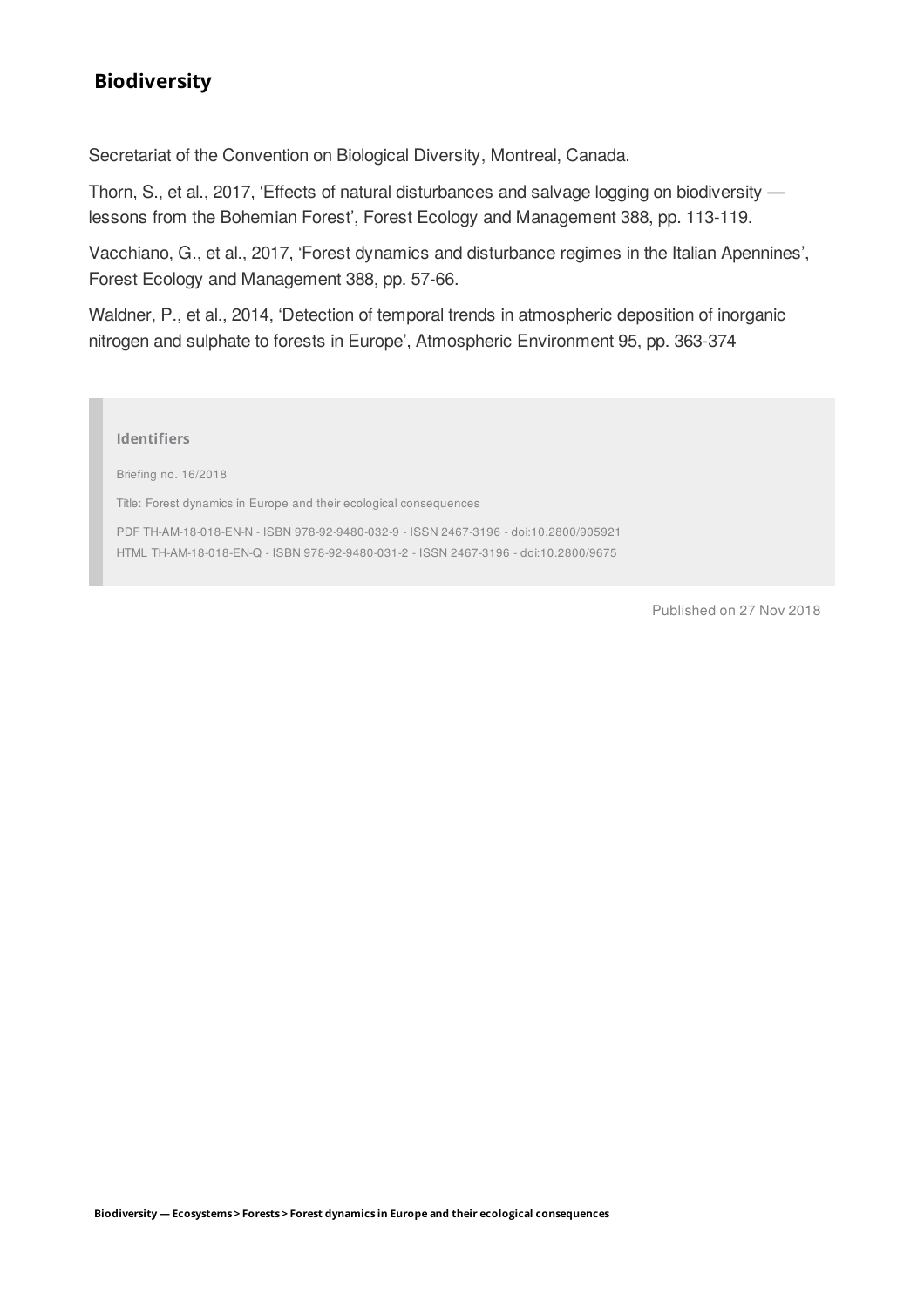Secretariat of the Convention on Biological Diversity, Montreal, Canada.

Thorn, S., et al., 2017, 'Effects of natural disturbances and salvage logging on biodiversity — lessons from the Bohemian Forest', Forest Ecology and Management 388, pp. 113-119.

Vacchiano, G., et al., 2017, 'Forest dynamics and disturbance regimes in the Italian Apennines', Forest Ecology and Management 388, pp. 57-66.

Waldner, P., et al., 2014, 'Detection of temporal trends in atmospheric deposition of inorganic nitrogen and sulphate to forests in Europe', Atmospheric Environment 95, pp. 363-374

**Identifiers**

Briefing no. 16/2018

Title: Forest dynamics in Europe and their ecological consequences

PDF TH-AM-18-018-EN-N - ISBN 978-92-9480-032-9 - ISSN 2467-3196 - doi:10.2800/905921
HTML TH-AM-18-018-EN-Q - ISBN 978-92-9480-031-2 - ISSN 2467-3196 - doi:10.2800/9675

Published on 27 Nov 2018